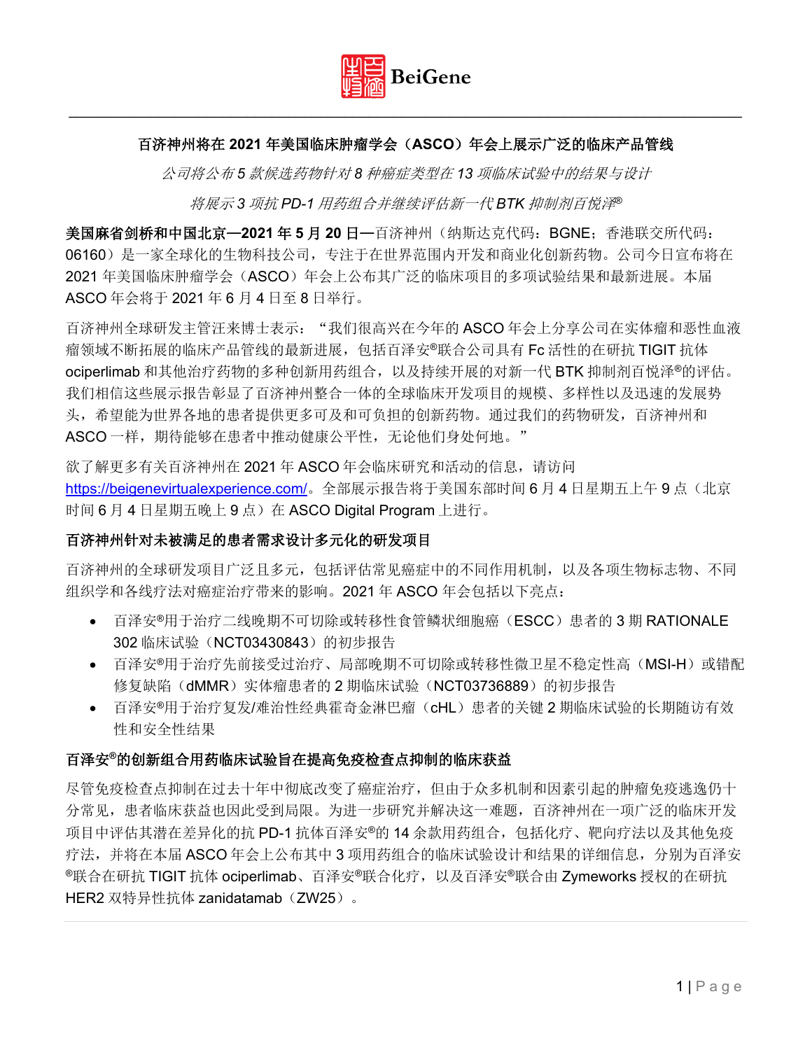## 百济神州将在 2021 年美国临床肿瘤学会（ASCO）年会上展示广泛的临床产品管线

*公司将公布 5 款候选药物针对 8 种癌症类型在 13 项临床试验中的结果与设计*

*将展示 3 项抗 PD-1 用药组合并继续评估新一代 BTK 抑制剂百悦泽®*

**美国麻省剑桥和中国北京—2021 年 5 月 20 日—**百济神州（纳斯达克代码：BGNE；香港联交所代码：06160）是一家全球化的生物科技公司，专注于在世界范围内开发和商业化创新药物。公司今日宣布将在 2021 年美国临床肿瘤学会（ASCO）年会上公布其广泛的临床项目的多项试验结果和最新进展。本届 ASCO 年会将于 2021 年 6 月 4 日至 8 日举行。

百济神州全球研发主管汪来博士表示："我们很高兴在今年的 ASCO 年会上分享公司在实体瘤和恶性血液瘤领域不断拓展的临床产品管线的最新进展，包括百泽安®联合公司具有 Fc 活性的在研抗 TIGIT 抗体 ociperlimab 和其他治疗药物的多种创新用药组合，以及持续开展的对新一代 BTK 抑制剂百悦泽®的评估。我们相信这些展示报告彰显了百济神州整合一体的全球临床开发项目的规模、多样性以及迅速的发展势头，希望能为世界各地的患者提供更多可及和可负担的创新药物。通过我们的药物研发，百济神州和 ASCO 一样，期待能够在患者中推动健康公平性，无论他们身处何地。"

欲了解更多有关百济神州在 2021 年 ASCO 年会临床研究和活动的信息，请访问 https://beigenevirtualexperience.com/。全部展示报告将于美国东部时间 6 月 4 日星期五上午 9 点（北京时间 6 月 4 日星期五晚上 9 点）在 ASCO Digital Program 上进行。

### 百济神州针对未被满足的患者需求设计多元化的研发项目

百济神州的全球研发项目广泛且多元，包括评估常见癌症中的不同作用机制，以及各项生物标志物、不同组织学和各线疗法对癌症治疗带来的影响。2021 年 ASCO 年会包括以下亮点：

- 百泽安®用于治疗二线晚期不可切除或转移性食管鳞状细胞癌（ESCC）患者的 3 期 RATIONALE 302 临床试验（NCT03430843）的初步报告
- 百泽安®用于治疗先前接受过治疗、局部晚期不可切除或转移性微卫星不稳定性高（MSI-H）或错配修复缺陷（dMMR）实体瘤患者的 2 期临床试验（NCT03736889）的初步报告
- 百泽安®用于治疗复发/难治性经典霍奇金淋巴瘤（cHL）患者的关键 2 期临床试验的长期随访有效性和安全性结果

### 百泽安®的创新组合用药临床试验旨在提高免疫检查点抑制的临床获益

尽管免疫检查点抑制在过去十年中彻底改变了癌症治疗，但由于众多机制和因素引起的肿瘤免疫逃逸仍十分常见，患者临床获益也因此受到局限。为进一步研究并解决这一难题，百济神州在一项广泛的临床开发项目中评估其潜在差异化的抗 PD-1 抗体百泽安®的 14 余款用药组合，包括化疗、靶向疗法以及其他免疫疗法，并将在本届 ASCO 年会上公布其中 3 项用药组合的临床试验设计和结果的详细信息，分别为百泽安®联合在研抗 TIGIT 抗体 ociperlimab、百泽安®联合化疗，以及百泽安®联合由 Zymeworks 授权的在研抗 HER2 双特异性抗体 zanidatamab（ZW25）。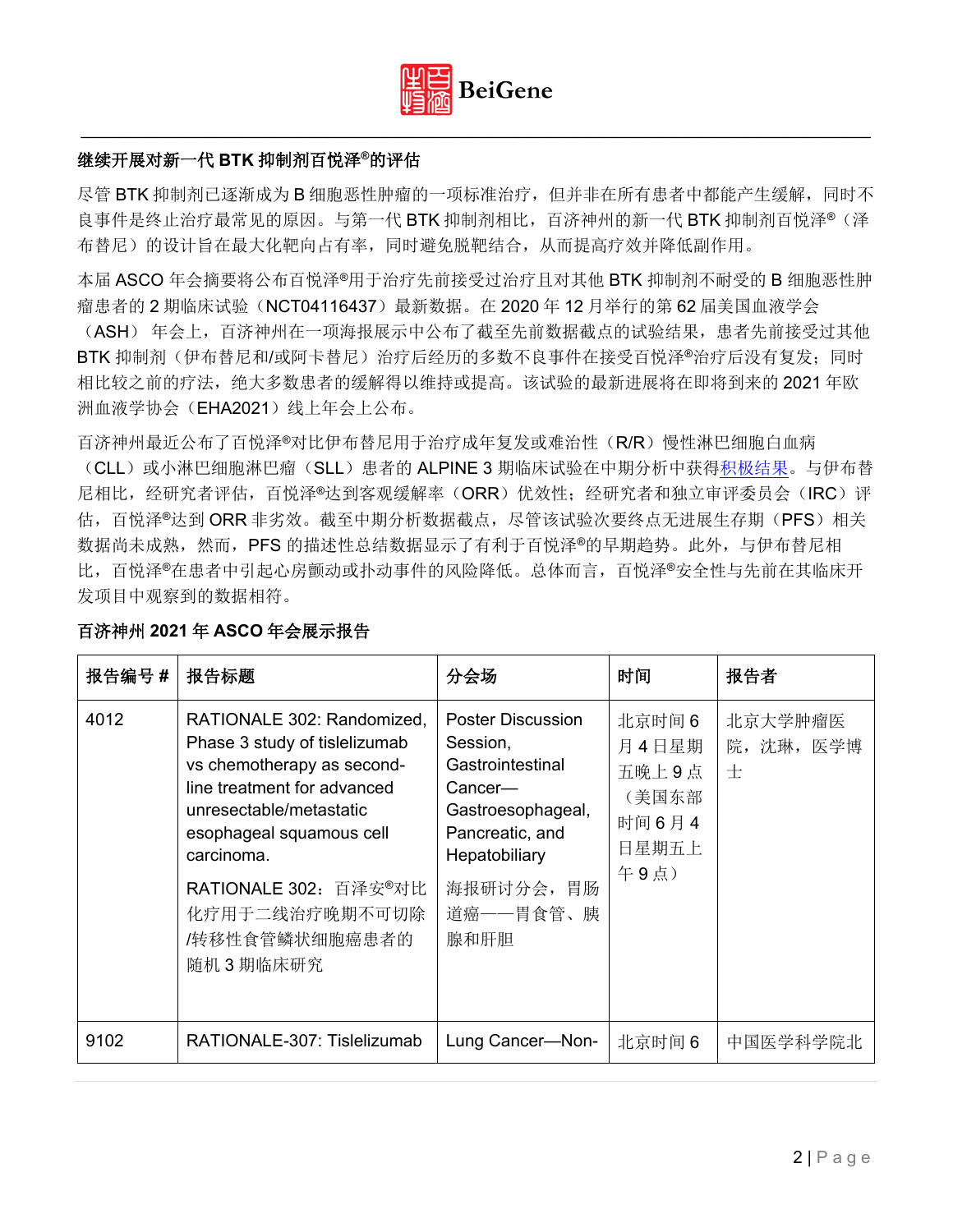**继续开展对新一代 BTK 抑制剂百悦泽®的评估**

尽管 BTK 抑制剂已逐渐成为 B 细胞恶性肿瘤的一项标准治疗，但并非在所有患者中都能产生缓解，同时不良事件是终止治疗最常见的原因。与第一代 BTK 抑制剂相比，百济神州的新一代 BTK 抑制剂百悦泽®（泽布替尼）的设计旨在最大化靶向占有率，同时避免脱靶结合，从而提高疗效并降低副作用。

本届 ASCO 年会摘要将公布百悦泽®用于治疗先前接受过治疗且对其他 BTK 抑制剂不耐受的 B 细胞恶性肿瘤患者的 2 期临床试验（NCT04116437）最新数据。在 2020 年 12 月举行的第 62 届美国血液学会（ASH） 年会上，百济神州在一项海报展示中公布了截至先前数据截点的试验结果，患者先前接受过其他 BTK 抑制剂（伊布替尼和/或阿卡替尼）治疗后经历的多数不良事件在接受百悦泽®治疗后没有复发；同时相比较之前的疗法，绝大多数患者的缓解得以维持或提高。该试验的最新进展将在即将到来的 2021 年欧洲血液学协会（EHA2021）线上年会上公布。

百济神州最近公布了百悦泽®对比伊布替尼用于治疗成年复发或难治性（R/R）慢性淋巴细胞白血病（CLL）或小淋巴细胞淋巴瘤（SLL）患者的 ALPINE 3 期临床试验在中期分析中获得积极结果。与伊布替尼相比，经研究者评估，百悦泽®达到客观缓解率（ORR）优效性；经研究者和独立审评委员会（IRC）评估，百悦泽®达到 ORR 非劣效。截至中期分析数据截点，尽管该试验次要终点无进展生存期（PFS）相关数据尚未成熟，然而，PFS 的描述性总结数据显示了有利于百悦泽®的早期趋势。此外，与伊布替尼相比，百悦泽®在患者中引起心房颤动或扑动事件的风险降低。总体而言，百悦泽®安全性与先前在其临床开发项目中观察到的数据相符。

**百济神州 2021 年 ASCO 年会展示报告**

| 报告编号 # | 报告标题 | 分会场 | 时间 | 报告者 |
|---|---|---|---|---|
| 4012 | RATIONALE 302: Randomized, Phase 3 study of tislelizumab vs chemotherapy as second-line treatment for advanced unresectable/metastatic esophageal squamous cell carcinoma.<br><br>RATIONALE 302：百泽安®对比化疗用于二线治疗晚期不可切除/转移性食管鳞状细胞癌患者的随机 3 期临床研究 | Poster Discussion Session, Gastrointestinal Cancer—Gastroesophageal, Pancreatic, and Hepatobiliary<br><br>海报研讨分会，胃肠道癌——胃食管、胰腺和肝胆 | 北京时间 6 月 4 日星期五晚上 9 点（美国东部时间 6 月 4 日星期五上午 9 点） | 北京大学肿瘤医院，沈琳，医学博士 |
| 9102 | RATIONALE-307: Tislelizumab | Lung Cancer—Non- | 北京时间 6 | 中国医学科学院北 |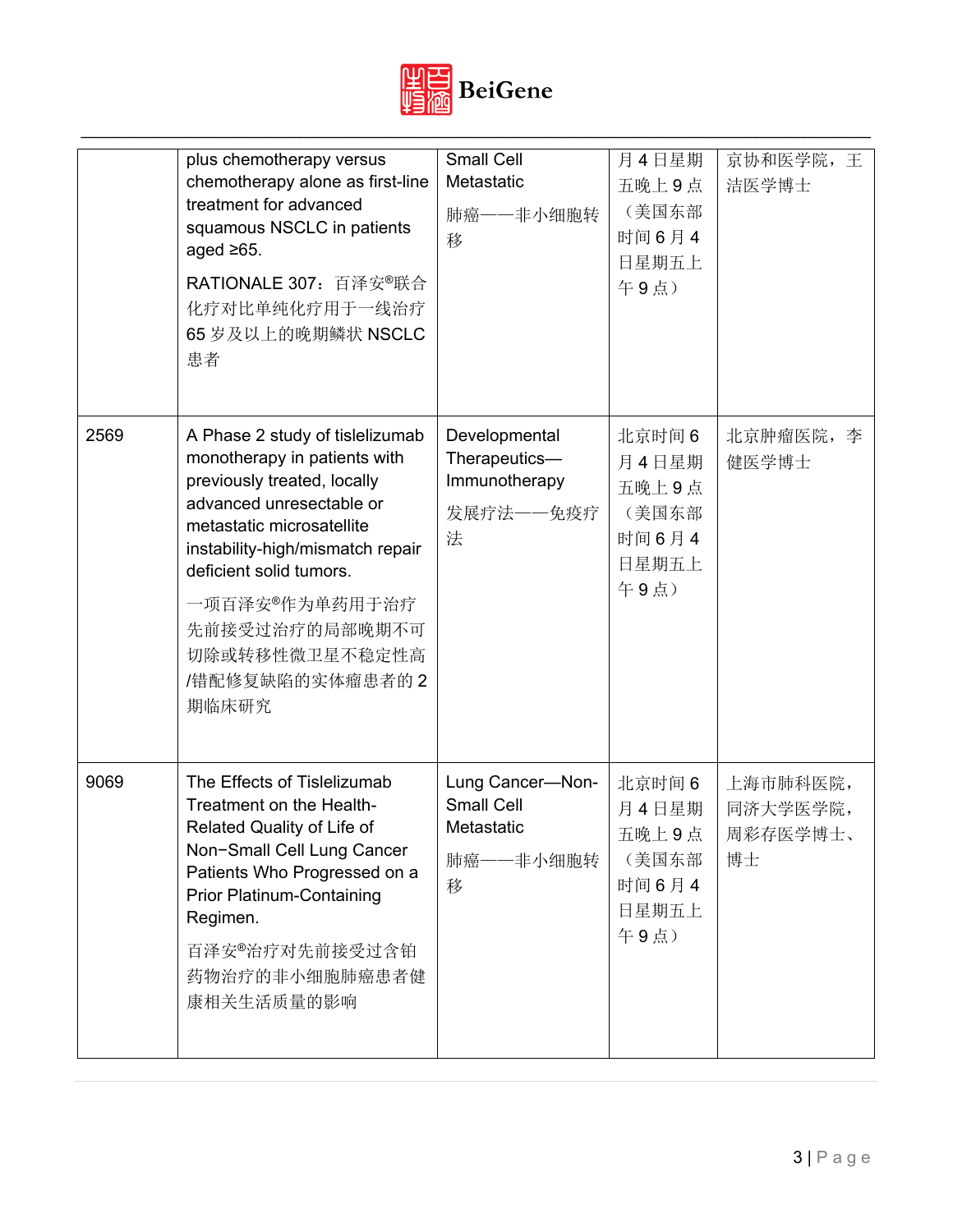| | plus chemotherapy versus chemotherapy alone as first-line treatment for advanced squamous NSCLC in patients aged ≥65.<br><br>RATIONALE 307：百泽安®联合化疗对比单纯化疗用于一线治疗 65 岁及以上的晚期鳞状 NSCLC 患者 | Small Cell Metastatic<br><br>肺癌——非小细胞转移 | 月 4 日星期五晚上 9 点（美国东部时间 6 月 4 日星期五上午 9 点） | 京协和医学院，王洁医学博士 |
|---|---|---|---|---|
| 2569 | A Phase 2 study of tislelizumab monotherapy in patients with previously treated, locally advanced unresectable or metastatic microsatellite instability-high/mismatch repair deficient solid tumors.<br><br>一项百泽安®作为单药用于治疗先前接受过治疗的局部晚期不可切除或转移性微卫星不稳定性高/错配修复缺陷的实体瘤患者的 2 期临床研究 | Developmental Therapeutics—Immunotherapy<br><br>发展疗法——免疫疗法 | 北京时间 6 月 4 日星期五晚上 9 点（美国东部时间 6 月 4 日星期五上午 9 点） | 北京肿瘤医院，李健医学博士 |
| 9069 | The Effects of Tislelizumab Treatment on the Health-Related Quality of Life of Non−Small Cell Lung Cancer Patients Who Progressed on a Prior Platinum-Containing Regimen.<br><br>百泽安®治疗对先前接受过含铂药物治疗的非小细胞肺癌患者健康相关生活质量的影响 | Lung Cancer—Non-Small Cell Metastatic<br><br>肺癌——非小细胞转移 | 北京时间 6 月 4 日星期五晚上 9 点（美国东部时间 6 月 4 日星期五上午 9 点） | 上海市肺科医院，同济大学医学院，周彩存医学博士、博士 |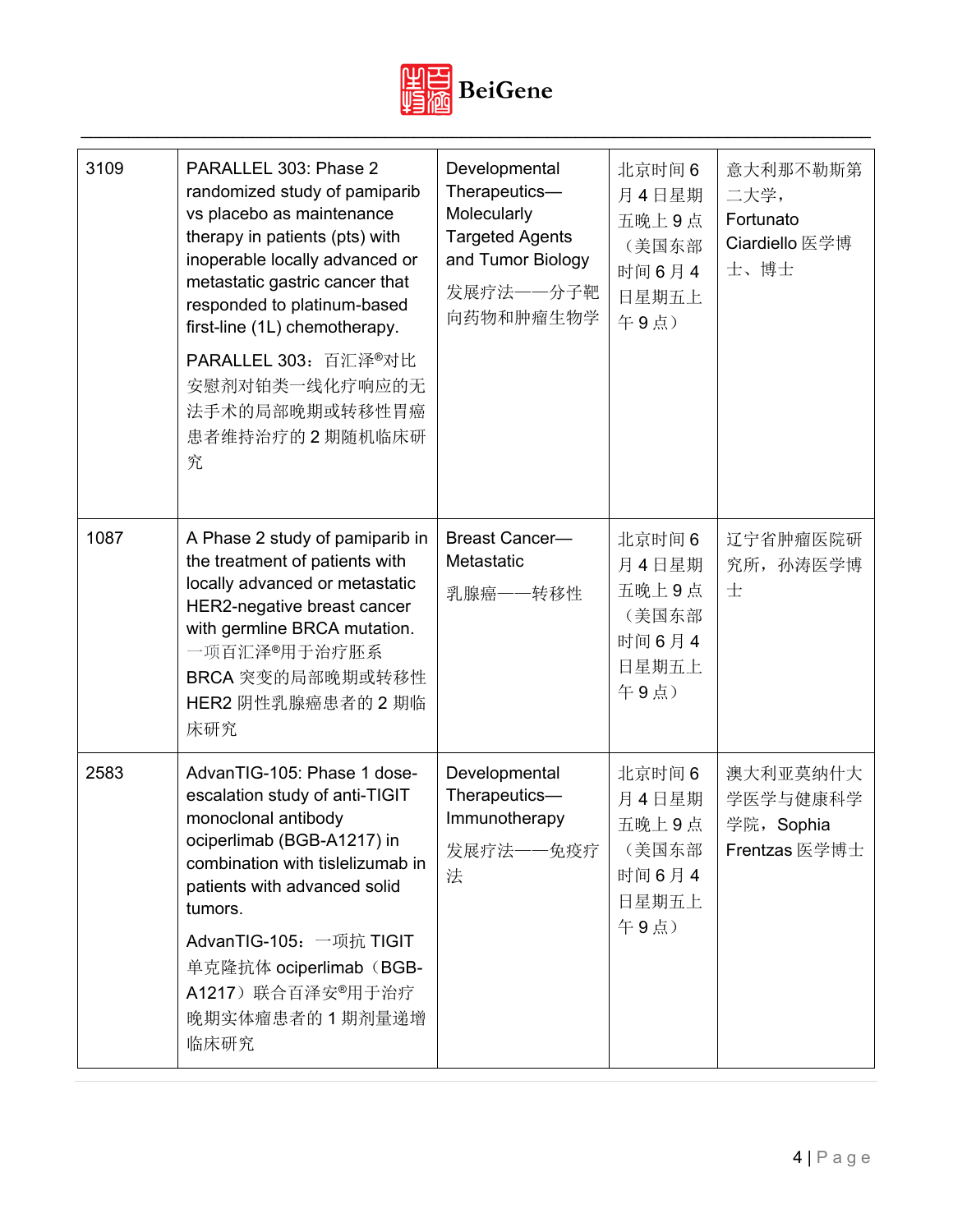| 3109 | PARALLEL 303: Phase 2 randomized study of pamiparib vs placebo as maintenance therapy in patients (pts) with inoperable locally advanced or metastatic gastric cancer that responded to platinum-based first-line (1L) chemotherapy.<br><br>PARALLEL 303：百汇泽®对比安慰剂对铂类一线化疗响应的无法手术的局部晚期或转移性胃癌患者维持治疗的 2 期随机临床研究 | Developmental Therapeutics—Molecularly Targeted Agents and Tumor Biology<br><br>发展疗法——分子靶向药物和肿瘤生物学 | 北京时间 6 月 4 日星期五晚上 9 点（美国东部时间 6 月 4 日星期五上午 9 点） | 意大利那不勒斯第二大学，Fortunato Ciardiello 医学博士、博士 |
|---|---|---|---|---|
| 1087 | A Phase 2 study of pamiparib in the treatment of patients with locally advanced or metastatic HER2-negative breast cancer with germline BRCA mutation.<br>一项百汇泽®用于治疗胚系 BRCA 突变的局部晚期或转移性 HER2 阴性乳腺癌患者的 2 期临床研究 | Breast Cancer—Metastatic<br><br>乳腺癌——转移性 | 北京时间 6 月 4 日星期五晚上 9 点（美国东部时间 6 月 4 日星期五上午 9 点） | 辽宁省肿瘤医院研究所，孙涛医学博士 |
| 2583 | AdvanTIG-105: Phase 1 dose-escalation study of anti-TIGIT monoclonal antibody ociperlimab (BGB-A1217) in combination with tislelizumab in patients with advanced solid tumors.<br><br>AdvanTIG-105：一项抗 TIGIT 单克隆抗体 ociperlimab（BGB-A1217）联合百泽安®用于治疗晚期实体瘤患者的 1 期剂量递增临床研究 | Developmental Therapeutics—Immunotherapy<br><br>发展疗法——免疫疗法 | 北京时间 6 月 4 日星期五晚上 9 点（美国东部时间 6 月 4 日星期五上午 9 点） | 澳大利亚莫纳什大学医学与健康科学学院，Sophia Frentzas 医学博士 |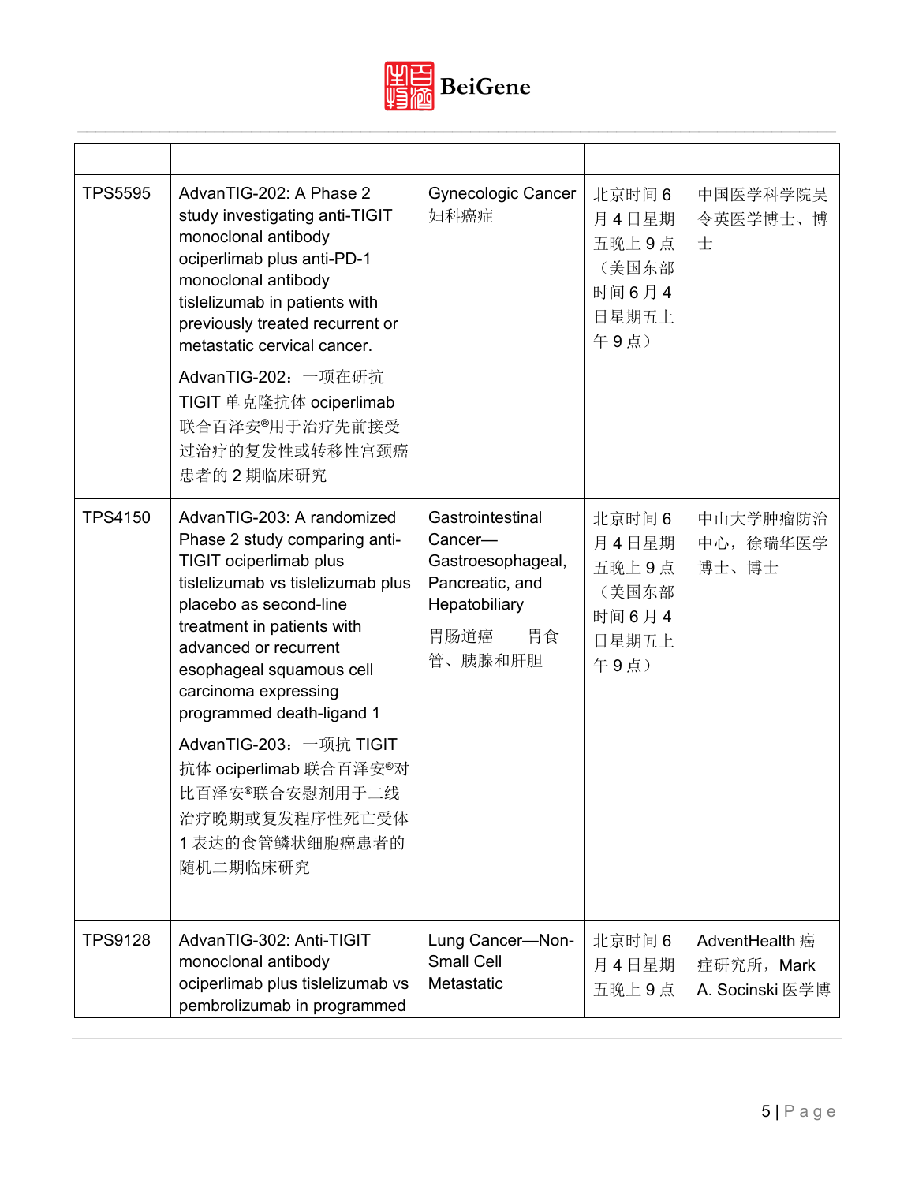| | | | | |
|---|---|---|---|---|
| TPS5595 | AdvanTIG-202: A Phase 2 study investigating anti-TIGIT monoclonal antibody ociperlimab plus anti-PD-1 monoclonal antibody tislelizumab in patients with previously treated recurrent or metastatic cervical cancer.<br><br>AdvanTIG-202：一项在研抗 TIGIT 单克隆抗体 ociperlimab 联合百泽安®用于治疗先前接受过治疗的复发性或转移性宫颈癌患者的 2 期临床研究 | Gynecologic Cancer<br>妇科癌症 | 北京时间 6 月 4 日星期五晚上 9 点（美国东部时间 6 月 4 日星期五上午 9 点） | 中国医学科学院吴令英医学博士、博士 |
| TPS4150 | AdvanTIG-203: A randomized Phase 2 study comparing anti-TIGIT ociperlimab plus tislelizumab vs tislelizumab plus placebo as second-line treatment in patients with advanced or recurrent esophageal squamous cell carcinoma expressing programmed death-ligand 1<br><br>AdvanTIG-203：一项抗 TIGIT 抗体 ociperlimab 联合百泽安®对比百泽安®联合安慰剂用于二线治疗晚期或复发程序性死亡受体 1 表达的食管鳞状细胞癌患者的随机二期临床研究 | Gastrointestinal Cancer—Gastroesophageal, Pancreatic, and Hepatobiliary<br><br>胃肠道癌——胃食管、胰腺和肝胆 | 北京时间 6 月 4 日星期五晚上 9 点（美国东部时间 6 月 4 日星期五上午 9 点） | 中山大学肿瘤防治中心，徐瑞华医学博士、博士 |
| TPS9128 | AdvanTIG-302: Anti-TIGIT monoclonal antibody ociperlimab plus tislelizumab vs pembrolizumab in programmed | Lung Cancer—Non-Small Cell Metastatic | 北京时间 6 月 4 日星期五晚上 9 点 | AdventHealth 癌症研究所，Mark A. Socinski 医学博 |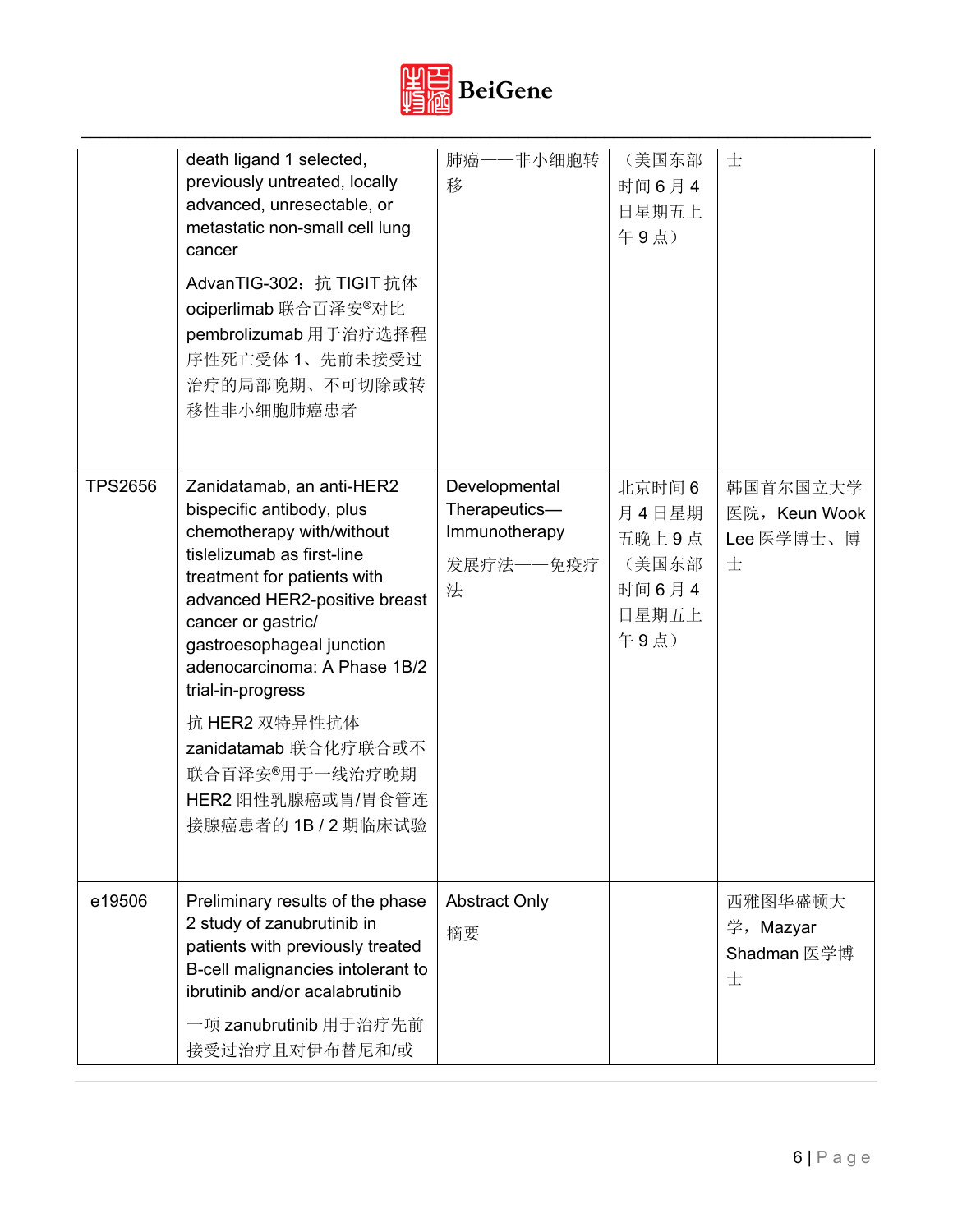| | | | | |
|---|---|---|---|---|
| | death ligand 1 selected, previously untreated, locally advanced, unresectable, or metastatic non-small cell lung cancer<br><br>AdvanTIG-302：抗 TIGIT 抗体 ociperlimab 联合百泽安®对比 pembrolizumab 用于治疗选择程序性死亡受体 1、先前未接受过治疗的局部晚期、不可切除或转移性非小细胞肺癌患者 | 肺癌——非小细胞转移 | （美国东部时间 6 月 4 日星期五上午 9 点） | 士 |
| TPS2656 | Zanidatamab, an anti-HER2 bispecific antibody, plus chemotherapy with/without tislelizumab as first-line treatment for patients with advanced HER2-positive breast cancer or gastric/ gastroesophageal junction adenocarcinoma: A Phase 1B/2 trial-in-progress<br><br>抗 HER2 双特异性抗体 zanidatamab 联合化疗联合或不联合百泽安®用于一线治疗晚期 HER2 阳性乳腺癌或胃/胃食管连接腺癌患者的 1B / 2 期临床试验 | Developmental Therapeutics—Immunotherapy<br><br>发展疗法——免疫疗法 | 北京时间 6 月 4 日星期五晚上 9 点（美国东部时间 6 月 4 日星期五上午 9 点） | 韩国首尔国立大学医院，Keun Wook Lee 医学博士、博士 |
| e19506 | Preliminary results of the phase 2 study of zanubrutinib in patients with previously treated B-cell malignancies intolerant to ibrutinib and/or acalabrutinib<br><br>一项 zanubrutinib 用于治疗先前接受过治疗且对伊布替尼和/或 | Abstract Only<br><br>摘要 | | 西雅图华盛顿大学，Mazyar Shadman 医学博士 |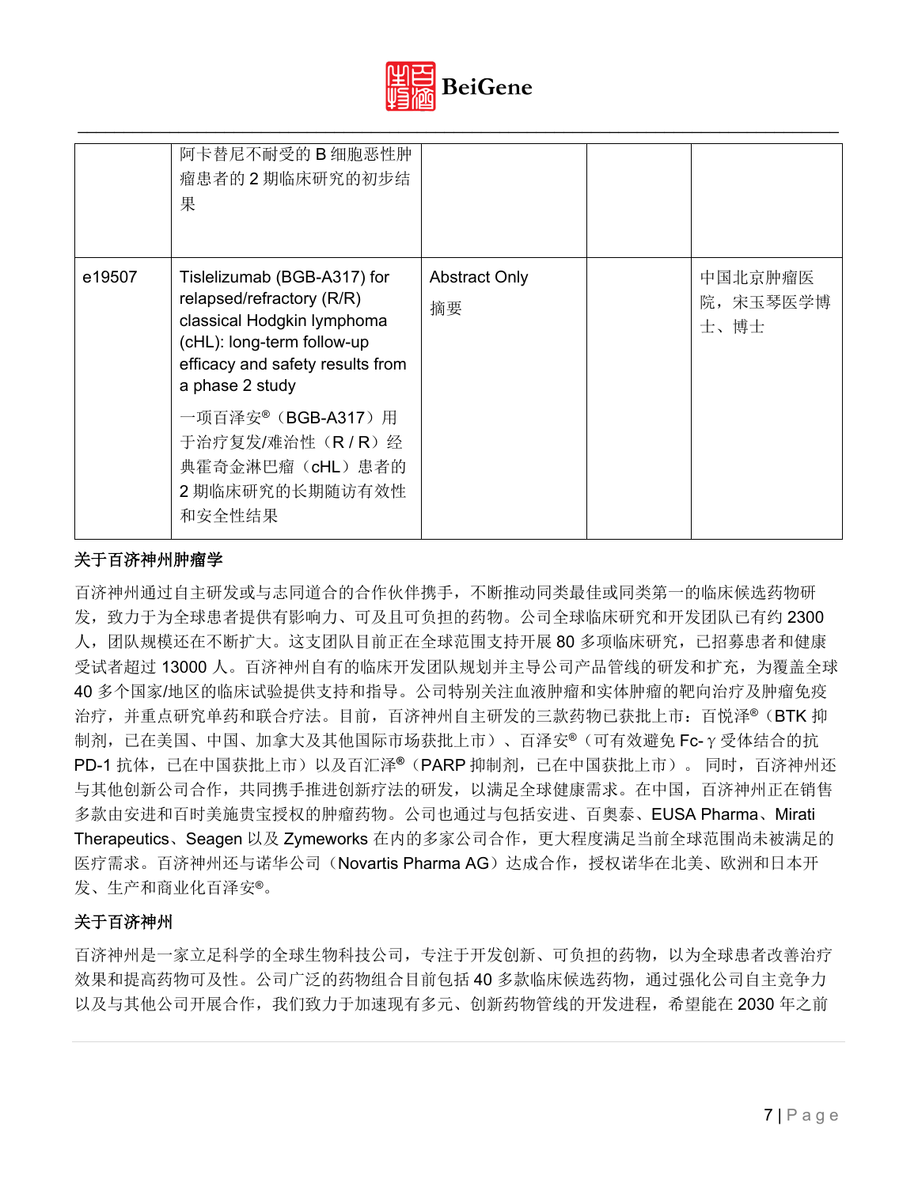| | | | | |
|---|---|---|---|---|
| | 阿卡替尼不耐受的 B 细胞恶性肿瘤患者的 2 期临床研究的初步结果 | | | |
| e19507 | Tislelizumab (BGB-A317) for relapsed/refractory (R/R) classical Hodgkin lymphoma (cHL): long-term follow-up efficacy and safety results from a phase 2 study<br><br>一项百泽安®（BGB-A317）用于治疗复发/难治性（R / R）经典霍奇金淋巴瘤（cHL）患者的 2 期临床研究的长期随访有效性和安全性结果 | Abstract Only<br><br>摘要 | | 中国北京肿瘤医院，宋玉琴医学博士、博士 |

**关于百济神州肿瘤学**

百济神州通过自主研发或与志同道合的合作伙伴携手，不断推动同类最佳或同类第一的临床候选药物研发，致力于为全球患者提供有影响力、可及且可负担的药物。公司全球临床研究和开发团队已有约 2300 人，团队规模还在不断扩大。这支团队目前正在全球范围支持开展 80 多项临床研究，已招募患者和健康受试者超过 13000 人。百济神州自有的临床开发团队规划并主导公司产品管线的研发和扩充，为覆盖全球 40 多个国家/地区的临床试验提供支持和指导。公司特别关注血液肿瘤和实体肿瘤的靶向治疗及肿瘤免疫治疗，并重点研究单药和联合疗法。目前，百济神州自主研发的三款药物已获批上市：百悦泽®（BTK 抑制剂，已在美国、中国、加拿大及其他国际市场获批上市）、百泽安®（可有效避免 Fc-γ 受体结合的抗 PD-1 抗体，已在中国获批上市）以及百汇泽®（PARP 抑制剂，已在中国获批上市）。 同时，百济神州还与其他创新公司合作，共同携手推进创新疗法的研发，以满足全球健康需求。在中国，百济神州正在销售多款由安进和百时美施贵宝授权的肿瘤药物。公司也通过与包括安进、百奥泰、EUSA Pharma、Mirati Therapeutics、Seagen 以及 Zymeworks 在内的多家公司合作，更大程度满足当前全球范围尚未被满足的医疗需求。百济神州还与诺华公司（Novartis Pharma AG）达成合作，授权诺华在北美、欧洲和日本开发、生产和商业化百泽安®。

**关于百济神州**

百济神州是一家立足科学的全球生物科技公司，专注于开发创新、可负担的药物，以为全球患者改善治疗效果和提高药物可及性。公司广泛的药物组合目前包括 40 多款临床候选药物，通过强化公司自主竞争力以及与其他公司开展合作，我们致力于加速现有多元、创新药物管线的开发进程，希望能在 2030 年之前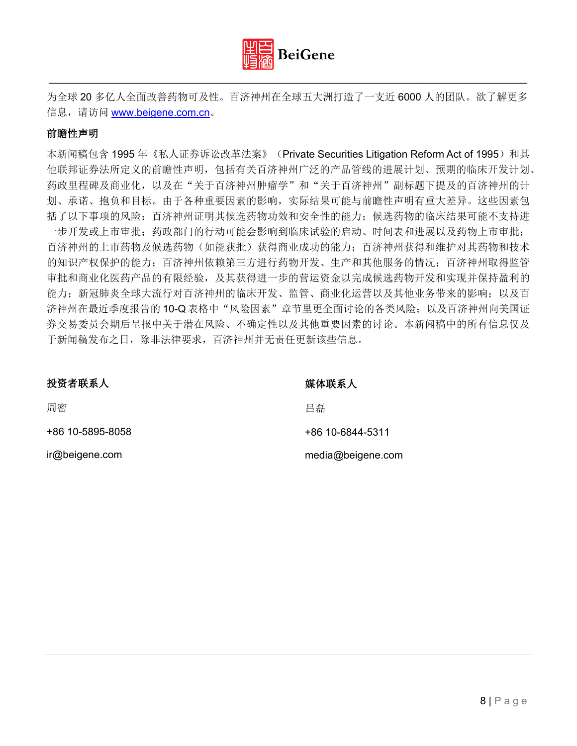为全球 20 多亿人全面改善药物可及性。百济神州在全球五大洲打造了一支近 6000 人的团队。欲了解更多信息，请访问 www.beigene.com.cn。

**前瞻性声明**

本新闻稿包含 1995 年《私人证券诉讼改革法案》（Private Securities Litigation Reform Act of 1995）和其他联邦证券法所定义的前瞻性声明，包括有关百济神州广泛的产品管线的进展计划、预期的临床开发计划、药政里程碑及商业化，以及在“关于百济神州肿瘤学”和“关于百济神州”副标题下提及的百济神州的计划、承诺、抱负和目标。由于各种重要因素的影响，实际结果可能与前瞻性声明有重大差异。这些因素包括了以下事项的风险：百济神州证明其候选药物功效和安全性的能力；候选药物的临床结果可能不支持进一步开发或上市审批；药政部门的行动可能会影响到临床试验的启动、时间表和进展以及药物上市审批；百济神州的上市药物及候选药物（如能获批）获得商业成功的能力；百济神州获得和维护对其药物和技术的知识产权保护的能力；百济神州依赖第三方进行药物开发、生产和其他服务的情况；百济神州取得监管审批和商业化医药产品的有限经验，及其获得进一步的营运资金以完成候选药物开发和实现并保持盈利的能力；新冠肺炎全球大流行对百济神州的临床开发、监管、商业化运营以及其他业务带来的影响；以及百济神州在最近季度报告的 10-Q 表格中“风险因素”章节里更全面讨论的各类风险；以及百济神州向美国证券交易委员会期后呈报中关于潜在风险、不确定性以及其他重要因素的讨论。本新闻稿中的所有信息仅及于新闻稿发布之日，除非法律要求，百济神州并无责任更新该些信息。

**投资者联系人**

周密

+86 10-5895-8058

ir@beigene.com

**媒体联系人**

吕磊

+86 10-6844-5311

media@beigene.com